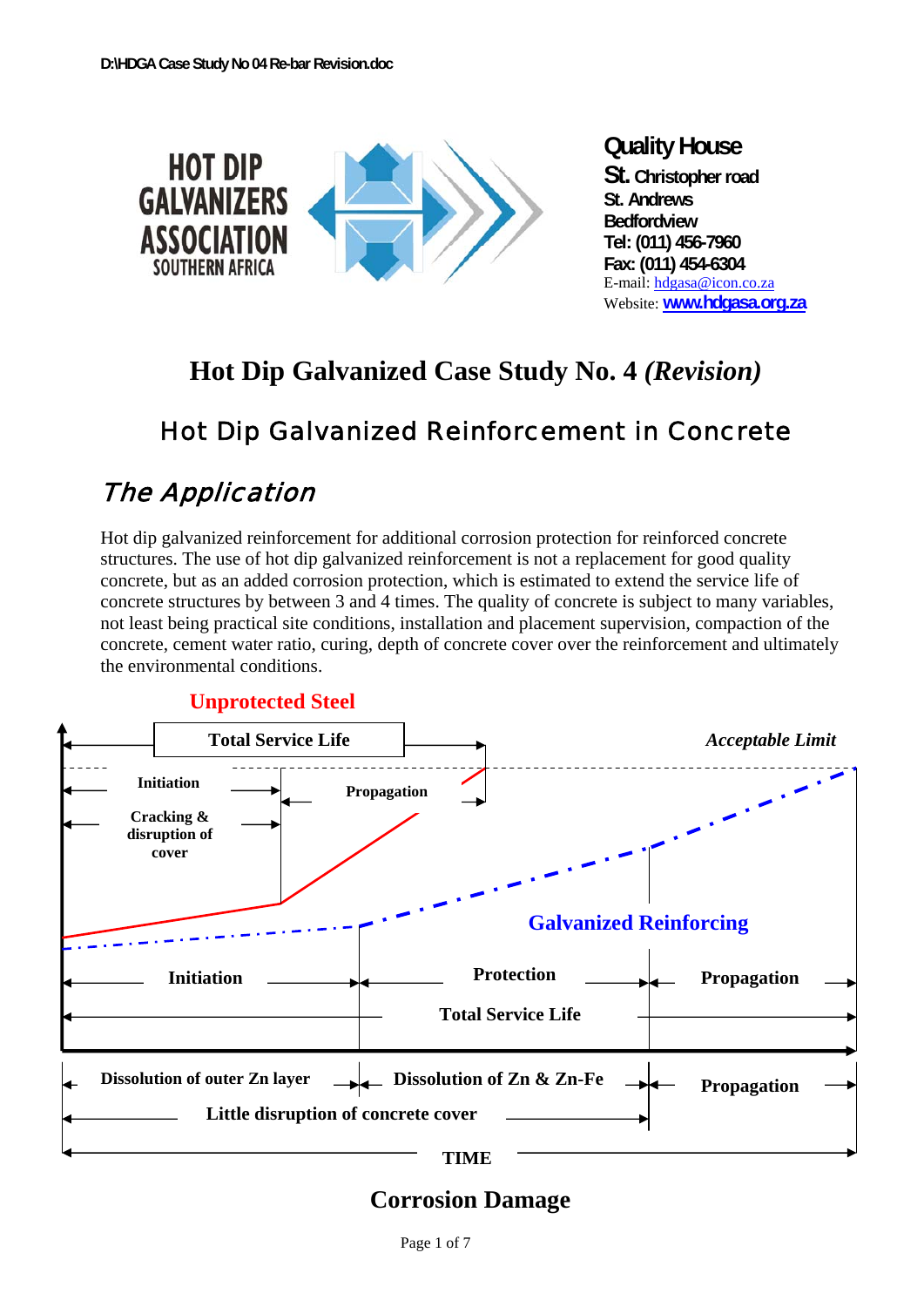HOT DIP GALVANIZERS ASSOCIATION SOUTHERN AFRICA

**Quality House**
**St. Christopher road**
**St. Andrews**
**Bedfordview**
**Tel: (011) 456-7960**
**Fax: (011) 454-6304**
E-mail: hdgasa@icon.co.za
Website: **www.hdgasa.org.za**

# Hot Dip Galvanized Case Study No. 4 *(Revision)*

## Hot Dip Galvanized Reinforcement in Concrete

## *The Application*

Hot dip galvanized reinforcement for additional corrosion protection for reinforced concrete structures. The use of hot dip galvanized reinforcement is not a replacement for good quality concrete, but as an added corrosion protection, which is estimated to extend the service life of concrete structures by between 3 and 4 times. The quality of concrete is subject to many variables, not least being practical site conditions, installation and placement supervision, compaction of the concrete, cement water ratio, curing, depth of concrete cover over the reinforcement and ultimately the environmental conditions.

**Unprotected Steel**

Total Service Life — *Acceptable Limit*

Initiation — Propagation

Cracking & disruption of cover

**Galvanized Reinforcing**

Initiation — Protection — Propagation

Total Service Life

Dissolution of outer Zn layer — Dissolution of Zn & Zn-Fe — Propagation

Little disruption of concrete cover

TIME

**Corrosion Damage**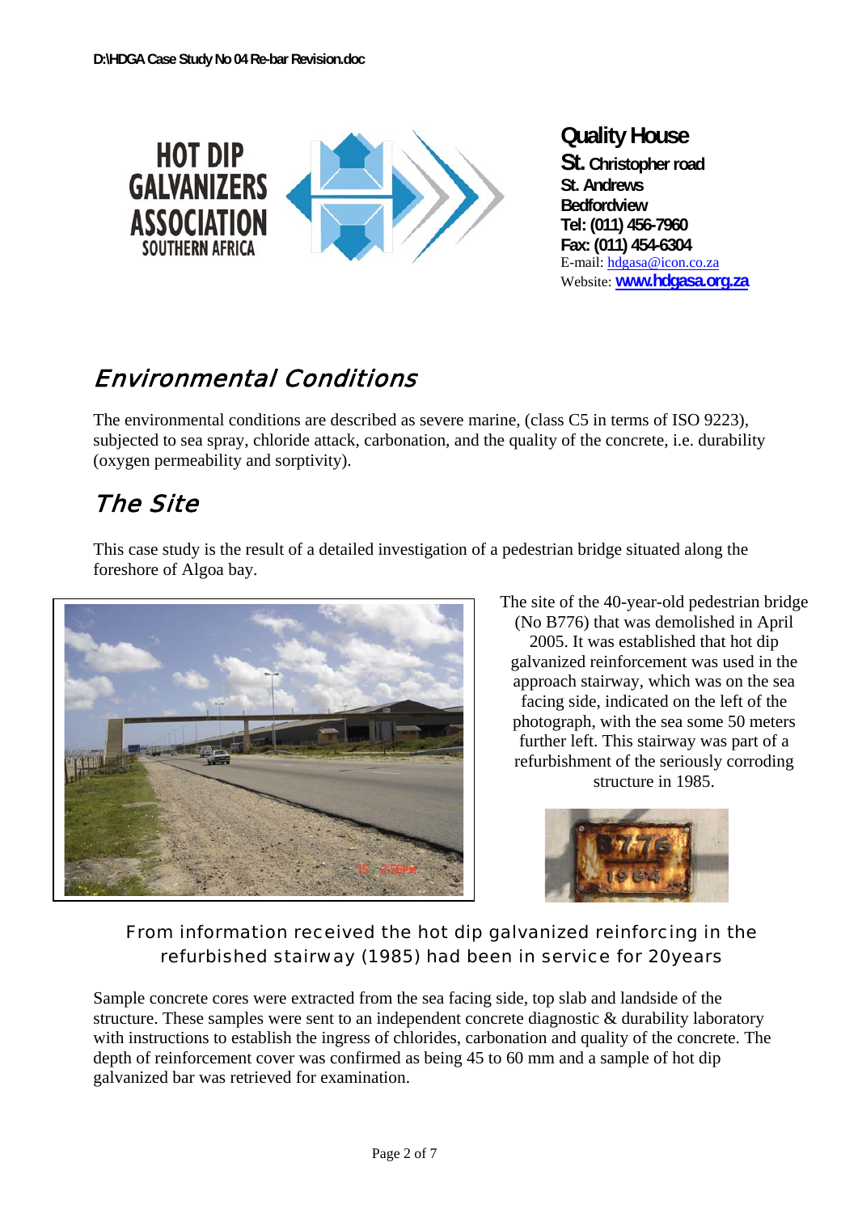D:\HDGA Case Study No 04 Re-bar Revision.doc

HOT DIP GALVANIZERS ASSOCIATION SOUTHERN AFRICA

**Quality House**
**St. Christopher road**
**St. Andrews**
**Bedfordview**
**Tel: (011) 456-7960**
**Fax: (011) 454-6304**
E-mail: hdgasa@icon.co.za
Website: **www.hdgasa.org.za**

## *Environmental Conditions*

The environmental conditions are described as severe marine, (class C5 in terms of ISO 9223), subjected to sea spray, chloride attack, carbonation, and the quality of the concrete, i.e. durability (oxygen permeability and sorptivity).

## *The Site*

This case study is the result of a detailed investigation of a pedestrian bridge situated along the foreshore of Algoa bay.

The site of the 40-year-old pedestrian bridge (No B776) that was demolished in April 2005. It was established that hot dip galvanized reinforcement was used in the approach stairway, which was on the sea facing side, indicated on the left of the photograph, with the sea some 50 meters further left. This stairway was part of a refurbishment of the seriously corroding structure in 1985.

From information received the hot dip galvanized reinforcing in the refurbished stairway (1985) had been in service for 20years

Sample concrete cores were extracted from the sea facing side, top slab and landside of the structure. These samples were sent to an independent concrete diagnostic & durability laboratory with instructions to establish the ingress of chlorides, carbonation and quality of the concrete. The depth of reinforcement cover was confirmed as being 45 to 60 mm and a sample of hot dip galvanized bar was retrieved for examination.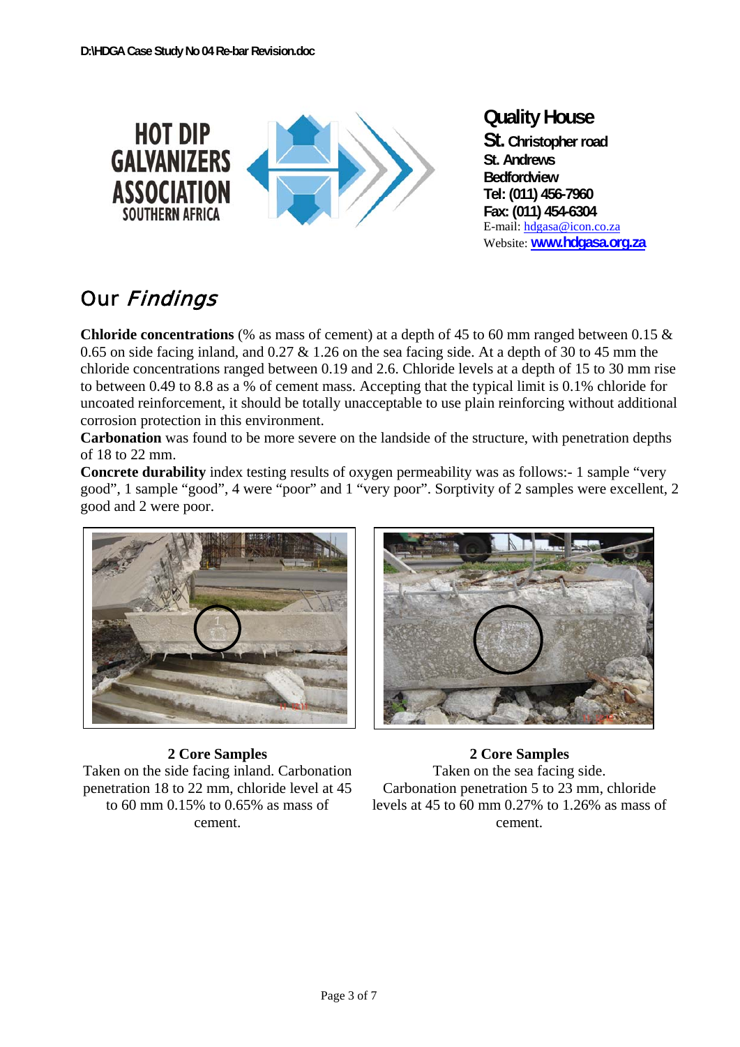**Quality House**
**St. Christopher road**
**St. Andrews**
**Bedfordview**
**Tel: (011) 456-7960**
**Fax: (011) 454-6304**
E-mail: hdgasa@icon.co.za
Website: **www.hdgasa.org.za**

## Our *Findings*

**Chloride concentrations** (% as mass of cement) at a depth of 45 to 60 mm ranged between 0.15 & 0.65 on side facing inland, and 0.27 & 1.26 on the sea facing side. At a depth of 30 to 45 mm the chloride concentrations ranged between 0.19 and 2.6. Chloride levels at a depth of 15 to 30 mm rise to between 0.49 to 8.8 as a % of cement mass. Accepting that the typical limit is 0.1% chloride for uncoated reinforcement, it should be totally unacceptable to use plain reinforcing without additional corrosion protection in this environment.
**Carbonation** was found to be more severe on the landside of the structure, with penetration depths of 18 to 22 mm.
**Concrete durability** index testing results of oxygen permeability was as follows:- 1 sample "very good", 1 sample "good", 4 were "poor" and 1 "very poor". Sorptivity of 2 samples were excellent, 2 good and 2 were poor.

**2 Core Samples**
Taken on the side facing inland. Carbonation penetration 18 to 22 mm, chloride level at 45 to 60 mm 0.15% to 0.65% as mass of cement.

**2 Core Samples**
Taken on the sea facing side. Carbonation penetration 5 to 23 mm, chloride levels at 45 to 60 mm 0.27% to 1.26% as mass of cement.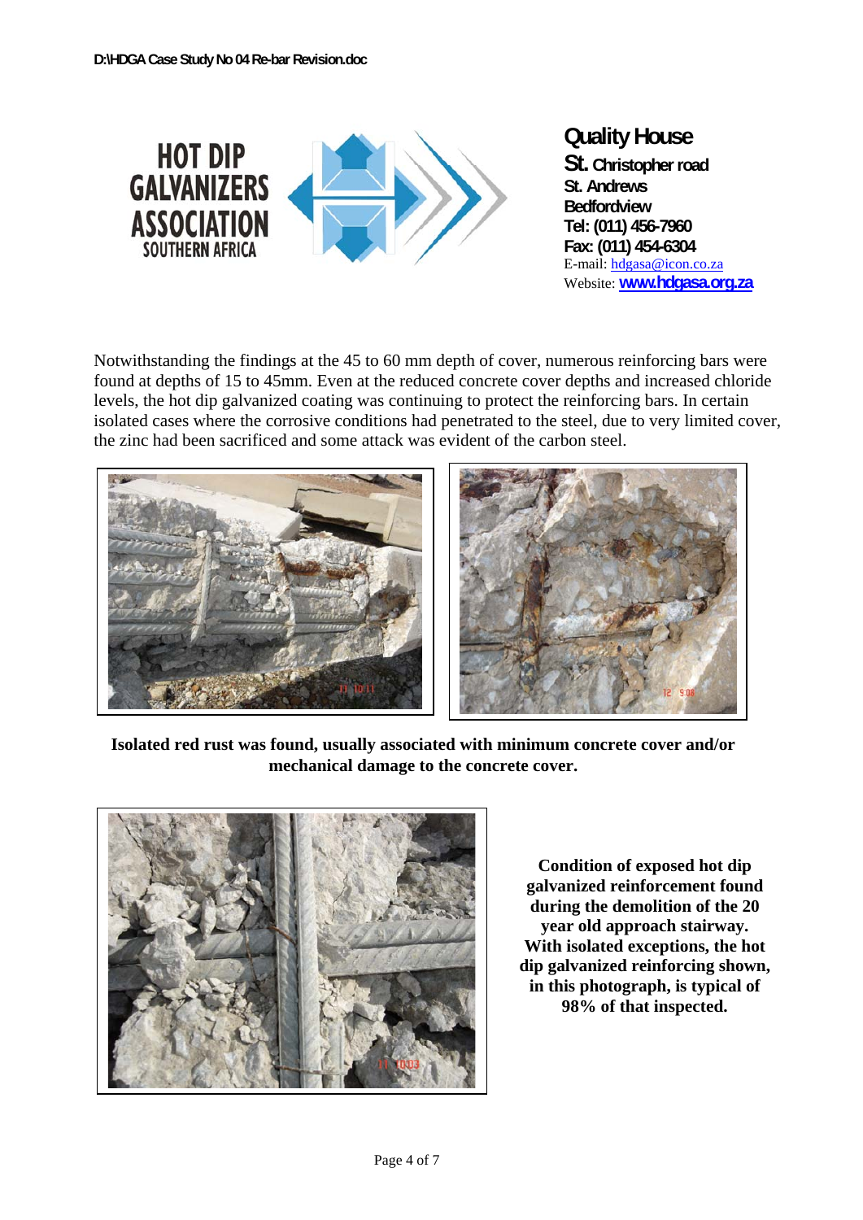Notwithstanding the findings at the 45 to 60 mm depth of cover, numerous reinforcing bars were found at depths of 15 to 45mm. Even at the reduced concrete cover depths and increased chloride levels, the hot dip galvanized coating was continuing to protect the reinforcing bars. In certain isolated cases where the corrosive conditions had penetrated to the steel, due to very limited cover, the zinc had been sacrificed and some attack was evident of the carbon steel.

**Isolated red rust was found, usually associated with minimum concrete cover and/or mechanical damage to the concrete cover.**

**Condition of exposed hot dip galvanized reinforcement found during the demolition of the 20 year old approach stairway. With isolated exceptions, the hot dip galvanized reinforcing shown, in this photograph, is typical of 98% of that inspected.**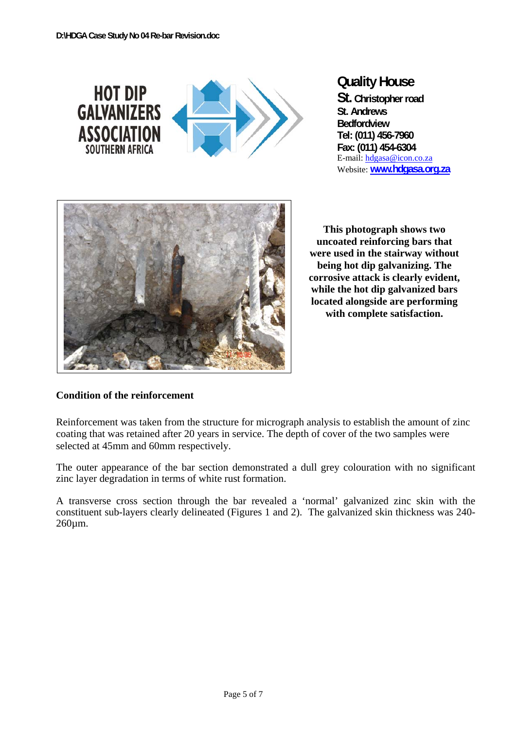**This photograph shows two uncoated reinforcing bars that were used in the stairway without being hot dip galvanizing. The corrosive attack is clearly evident, while the hot dip galvanized bars located alongside are performing with complete satisfaction.**

## Condition of the reinforcement

Reinforcement was taken from the structure for micrograph analysis to establish the amount of zinc coating that was retained after 20 years in service. The depth of cover of the two samples were selected at 45mm and 60mm respectively.

The outer appearance of the bar section demonstrated a dull grey colouration with no significant zinc layer degradation in terms of white rust formation.

A transverse cross section through the bar revealed a 'normal' galvanized zinc skin with the constituent sub-layers clearly delineated (Figures 1 and 2). The galvanized skin thickness was 240-260µm.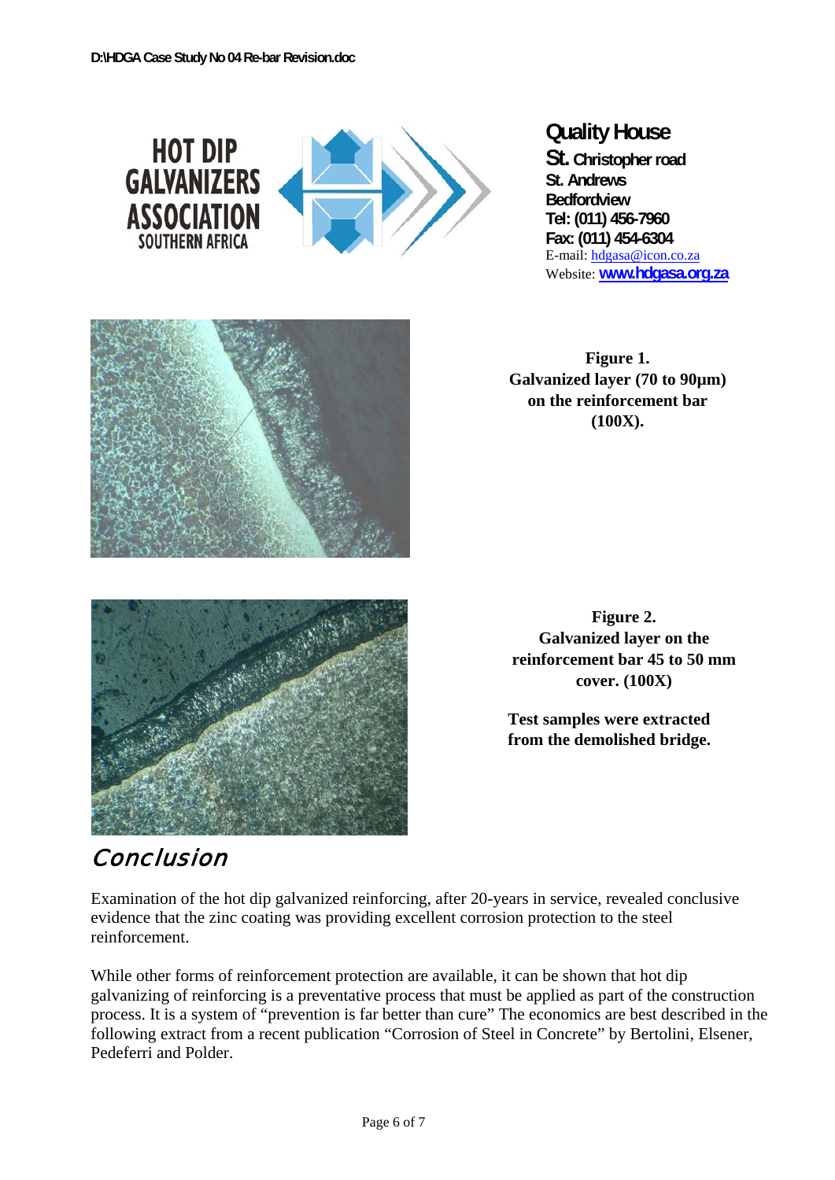**Quality House**
**St. Christopher road**
**St. Andrews**
**Bedfordview**
**Tel: (011) 456-7960**
**Fax: (011) 454-6304**
E-mail: hdgasa@icon.co.za
Website: **www.hdgasa.org.za**

**Figure 1.**
**Galvanized layer (70 to 90µm) on the reinforcement bar (100X).**

**Figure 2.**
**Galvanized layer on the reinforcement bar 45 to 50 mm cover. (100X)**

**Test samples were extracted from the demolished bridge.**

## Conclusion

Examination of the hot dip galvanized reinforcing, after 20-years in service, revealed conclusive evidence that the zinc coating was providing excellent corrosion protection to the steel reinforcement.

While other forms of reinforcement protection are available, it can be shown that hot dip galvanizing of reinforcing is a preventative process that must be applied as part of the construction process. It is a system of "prevention is far better than cure" The economics are best described in the following extract from a recent publication "Corrosion of Steel in Concrete" by Bertolini, Elsener, Pedeferri and Polder.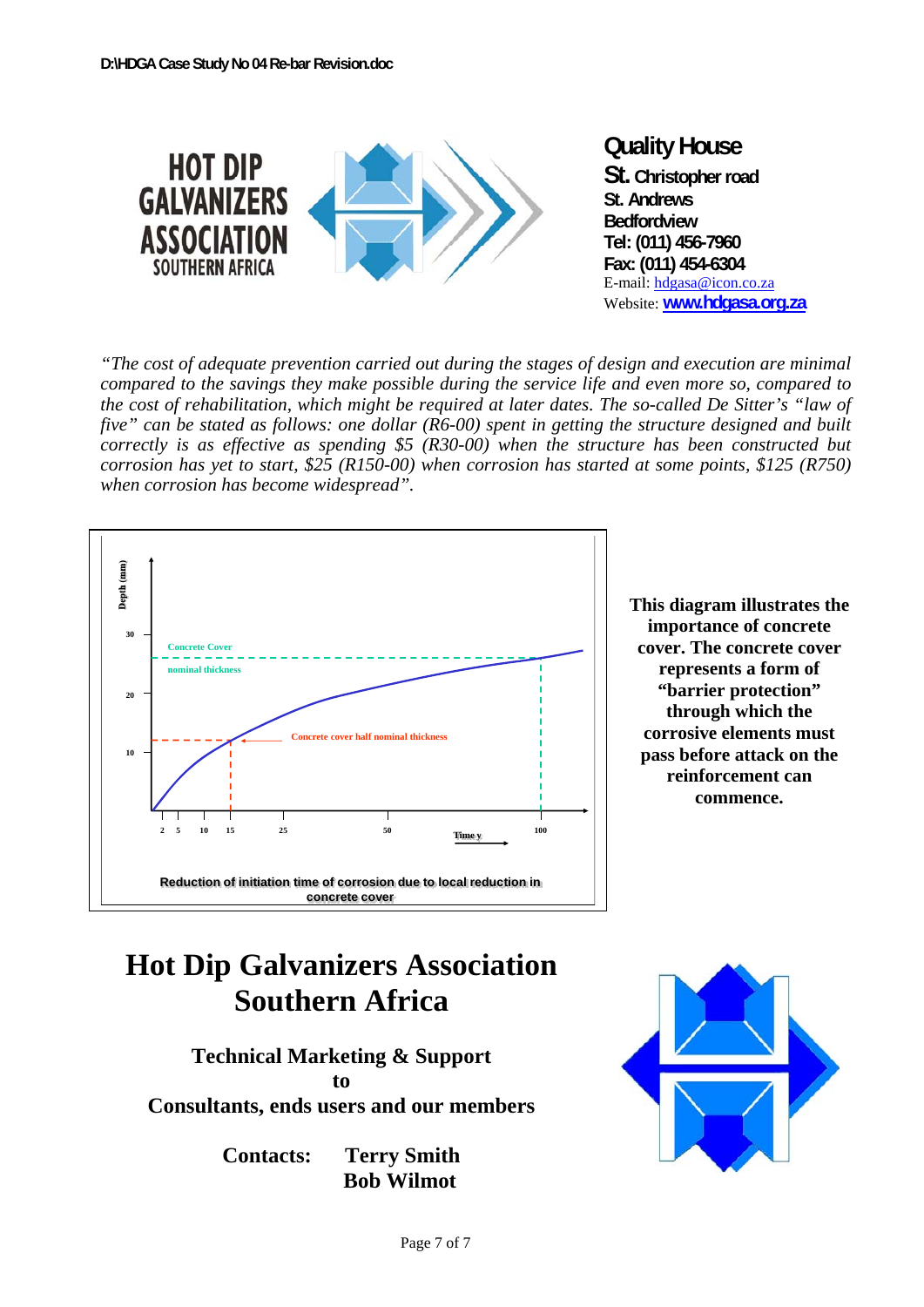D:\HDGA Case Study No 04 Re-bar Revision.doc

HOT DIP GALVANIZERS ASSOCIATION SOUTHERN AFRICA

**Quality House**
**St. Christopher road**
**St. Andrews**
**Bedfordview**
**Tel: (011) 456-7960**
**Fax: (011) 454-6304**
E-mail: hdgasa@icon.co.za
Website: **www.hdgasa.org.za**

*"The cost of adequate prevention carried out during the stages of design and execution are minimal compared to the savings they make possible during the service life and even more so, compared to the cost of rehabilitation, which might be required at later dates. The so-called De Sitter's "law of five" can be stated as follows: one dollar (R6-00) spent in getting the structure designed and built correctly is as effective as spending $5 (R30-00) when the structure has been constructed but corrosion has yet to start, $25 (R150-00) when corrosion has started at some points, $125 (R750) when corrosion has become widespread".*

Depth (mm)
30
20
10
Concrete Cover
nominal thickness
Concrete cover half nominal thickness
2 5 10 15 25 50 100
Time y

Reduction of initiation time of corrosion due to local reduction in concrete cover

**This diagram illustrates the importance of concrete cover. The concrete cover represents a form of "barrier protection" through which the corrosive elements must pass before attack on the reinforcement can commence.**

# Hot Dip Galvanizers Association Southern Africa

**Technical Marketing & Support to Consultants, ends users and our members**

**Contacts: Terry Smith**
**Bob Wilmot**